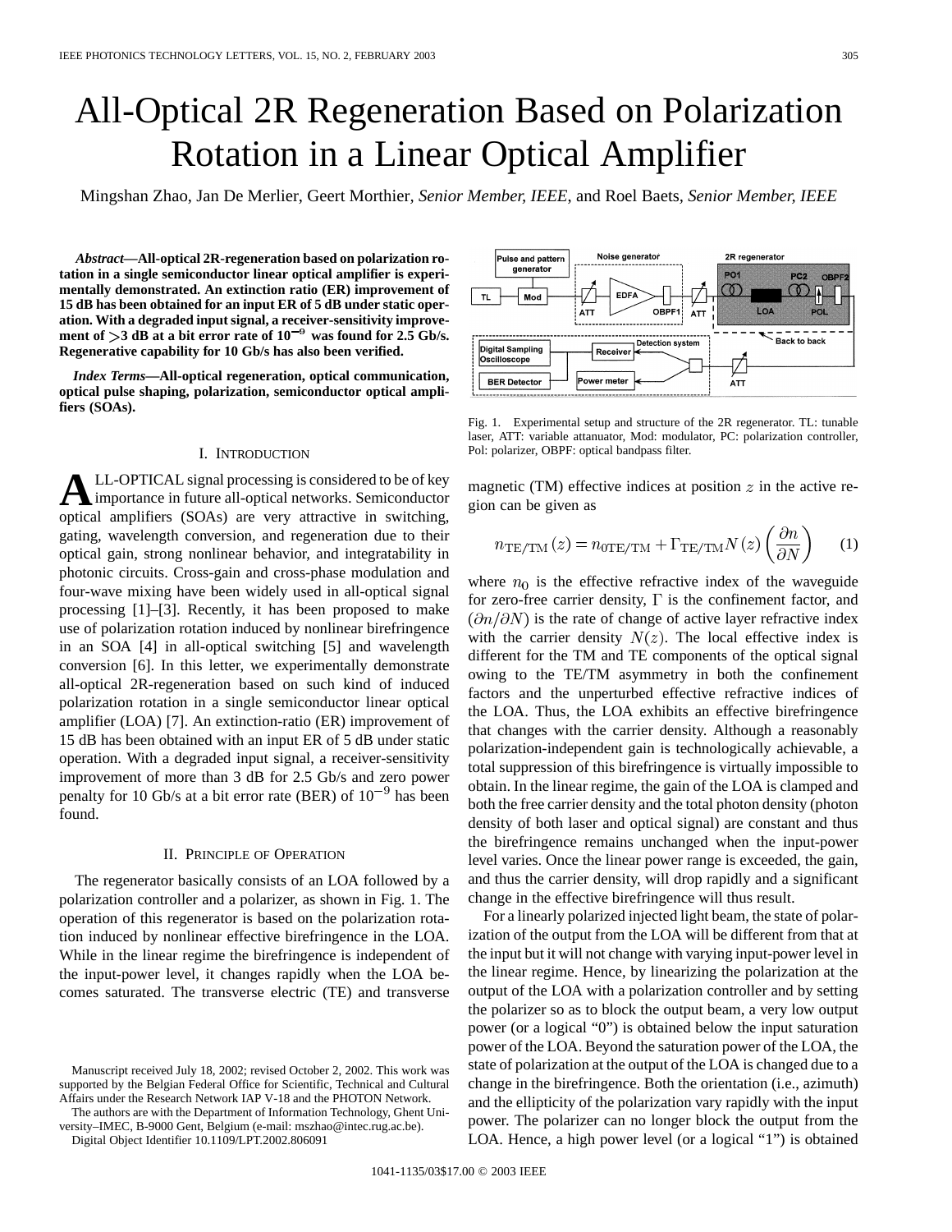# All-Optical 2R Regeneration Based on Polarization Rotation in a Linear Optical Amplifier

Mingshan Zhao, Jan De Merlier, Geert Morthier, *Senior Member, IEEE*, and Roel Baets, *Senior Member, IEEE*

***Abstract*—All-optical 2R-regeneration based on polarization rotation in a single semiconductor linear optical amplifier is experimentally demonstrated. An extinction ratio (ER) improvement of 15 dB has been obtained for an input ER of 5 dB under static operation. With a degraded input signal, a receiver-sensitivity improvement of >3 dB at a bit error rate of $10^{-9}$ was found for 2.5 Gb/s. Regenerative capability for 10 Gb/s has also been verified.**

***Index Terms*—All-optical regeneration, optical communication, optical pulse shaping, polarization, semiconductor optical amplifiers (SOAs).**

## I. Introduction

All-optical signal processing is considered to be of key importance in future all-optical networks. Semiconductor optical amplifiers (SOAs) are very attractive in switching, gating, wavelength conversion, and regeneration due to their optical gain, strong nonlinear behavior, and integratability in photonic circuits. Cross-gain and cross-phase modulation and four-wave mixing have been widely used in all-optical signal processing [1]–[3]. Recently, it has been proposed to make use of polarization rotation induced by nonlinear birefringence in an SOA [4] in all-optical switching [5] and wavelength conversion [6]. In this letter, we experimentally demonstrate all-optical 2R-regeneration based on such kind of induced polarization rotation in a single semiconductor linear optical amplifier (LOA) [7]. An extinction-ratio (ER) improvement of 15 dB has been obtained with an input ER of 5 dB under static operation. With a degraded input signal, a receiver-sensitivity improvement of more than 3 dB for 2.5 Gb/s and zero power penalty for 10 Gb/s at a bit error rate (BER) of $10^{-9}$ has been found.

## II. Principle of Operation

The regenerator basically consists of an LOA followed by a polarization controller and a polarizer, as shown in Fig. 1. The operation of this regenerator is based on the polarization rotation induced by nonlinear effective birefringence in the LOA. While in the linear regime the birefringence is independent of the input-power level, it changes rapidly when the LOA becomes saturated. The transverse electric (TE) and transverse magnetic (TM) effective indices at position $z$ in the active region can be given as

Fig. 1. Experimental setup and structure of the 2R regenerator. TL: tunable laser, ATT: variable attanuator, Mod: modulator, PC: polarization controller, Pol: polarizer, OBPF: optical bandpass filter.

$$n_{\mathrm{TE/TM}}(z) = n_{0\mathrm{TE/TM}} + \Gamma_{\mathrm{TE/TM}} N(z) \left(\frac{\partial n}{\partial N}\right) \tag{1}$$

where $n_0$ is the effective refractive index of the waveguide for zero-free carrier density, $\Gamma$ is the confinement factor, and $(\partial n/\partial N)$ is the rate of change of active layer refractive index with the carrier density $N(z)$. The local effective index is different for the TM and TE components of the optical signal owing to the TE/TM asymmetry in both the confinement factors and the unperturbed effective refractive indices of the LOA. Thus, the LOA exhibits an effective birefringence that changes with the carrier density. Although a reasonably polarization-independent gain is technologically achievable, a total suppression of this birefringence is virtually impossible to obtain. In the linear regime, the gain of the LOA is clamped and both the free carrier density and the total photon density (photon density of both laser and optical signal) are constant and thus the birefringence remains unchanged when the input-power level varies. Once the linear power range is exceeded, the gain, and thus the carrier density, will drop rapidly and a significant change in the effective birefringence will thus result.

For a linearly polarized injected light beam, the state of polarization of the output from the LOA will be different from that at the input but it will not change with varying input-power level in the linear regime. Hence, by linearizing the polarization at the output of the LOA with a polarization controller and by setting the polarizer so as to block the output beam, a very low output power (or a logical "0") is obtained below the input saturation power of the LOA. Beyond the saturation power of the LOA, the state of polarization at the output of the LOA is changed due to a change in the birefringence. Both the orientation (i.e., azimuth) and the ellipticity of the polarization vary rapidly with the input power. The polarizer can no longer block the output from the LOA. Hence, a high power level (or a logical "1") is obtained

Manuscript received July 18, 2002; revised October 2, 2002. This work was supported by the Belgian Federal Office for Scientific, Technical and Cultural Affairs under the Research Network IAP V-18 and the PHOTON Network.

The authors are with the Department of Information Technology, Ghent University–IMEC, B-9000 Gent, Belgium (e-mail: mszhao@intec.rug.ac.be).

Digital Object Identifier 10.1109/LPT.2002.806091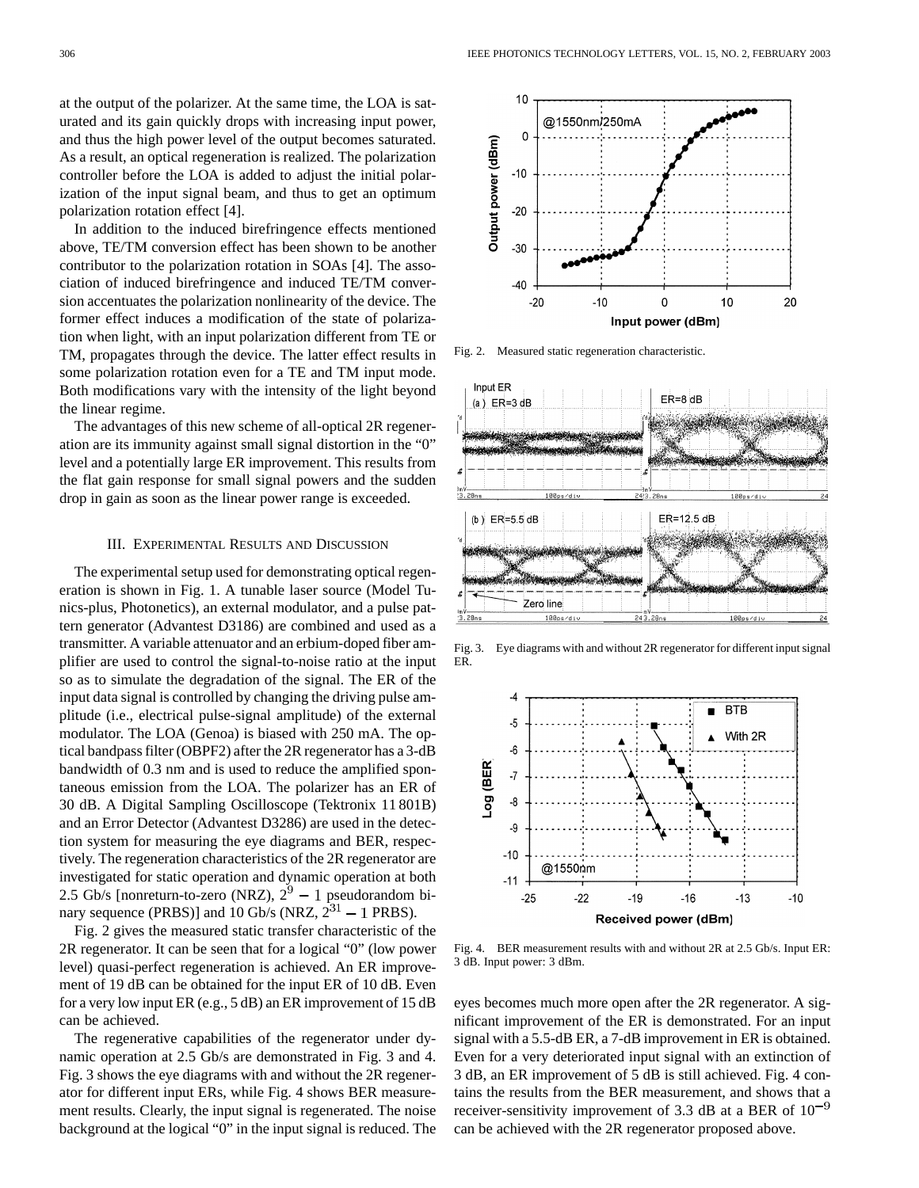at the output of the polarizer. At the same time, the LOA is saturated and its gain quickly drops with increasing input power, and thus the high power level of the output becomes saturated. As a result, an optical regeneration is realized. The polarization controller before the LOA is added to adjust the initial polarization of the input signal beam, and thus to get an optimum polarization rotation effect [4].

In addition to the induced birefringence effects mentioned above, TE/TM conversion effect has been shown to be another contributor to the polarization rotation in SOAs [4]. The association of induced birefringence and induced TE/TM conversion accentuates the polarization nonlinearity of the device. The former effect induces a modification of the state of polarization when light, with an input polarization different from TE or TM, propagates through the device. The latter effect results in some polarization rotation even for a TE and TM input mode. Both modifications vary with the intensity of the light beyond the linear regime.

The advantages of this new scheme of all-optical 2R regeneration are its immunity against small signal distortion in the "0" level and a potentially large ER improvement. This results from the flat gain response for small signal powers and the sudden drop in gain as soon as the linear power range is exceeded.

## III. Experimental Results and Discussion

The experimental setup used for demonstrating optical regeneration is shown in Fig. 1. A tunable laser source (Model Tunics-plus, Photonetics), an external modulator, and a pulse pattern generator (Advantest D3186) are combined and used as a transmitter. A variable attenuator and an erbium-doped fiber amplifier are used to control the signal-to-noise ratio at the input so as to simulate the degradation of the signal. The ER of the input data signal is controlled by changing the driving pulse amplitude (i.e., electrical pulse-signal amplitude) of the external modulator. The LOA (Genoa) is biased with 250 mA. The optical bandpass filter (OBPF2) after the 2R regenerator has a 3-dB bandwidth of 0.3 nm and is used to reduce the amplified spontaneous emission from the LOA. The polarizer has an ER of 30 dB. A Digital Sampling Oscilloscope (Tektronix 11 801B) and an Error Detector (Advantest D3286) are used in the detection system for measuring the eye diagrams and BER, respectively. The regeneration characteristics of the 2R regenerator are investigated for static operation and dynamic operation at both 2.5 Gb/s [nonreturn-to-zero (NRZ), $2^9 - 1$ pseudorandom binary sequence (PRBS)] and 10 Gb/s (NRZ, $2^{31} - 1$ PRBS).

Fig. 2 gives the measured static transfer characteristic of the 2R regenerator. It can be seen that for a logical "0" (low power level) quasi-perfect regeneration is achieved. An ER improvement of 19 dB can be obtained for the input ER of 10 dB. Even for a very low input ER (e.g., 5 dB) an ER improvement of 15 dB can be achieved.

The regenerative capabilities of the regenerator under dynamic operation at 2.5 Gb/s are demonstrated in Fig. 3 and 4. Fig. 3 shows the eye diagrams with and without the 2R regenerator for different input ERs, while Fig. 4 shows BER measurement results. Clearly, the input signal is regenerated. The noise background at the logical "0" in the input signal is reduced. The eyes becomes much more open after the 2R regenerator. A significant improvement of the ER is demonstrated. For an input signal with a 5.5-dB ER, a 7-dB improvement in ER is obtained. Even for a very deteriorated input signal with an extinction of 3 dB, an ER improvement of 5 dB is still achieved. Fig. 4 contains the results from the BER measurement, and shows that a receiver-sensitivity improvement of 3.3 dB at a BER of $10^{-9}$ can be achieved with the 2R regenerator proposed above.

Fig. 2. Measured static regeneration characteristic.

Fig. 3. Eye diagrams with and without 2R regenerator for different input signal ER.

Fig. 4. BER measurement results with and without 2R at 2.5 Gb/s. Input ER: 3 dB. Input power: 3 dBm.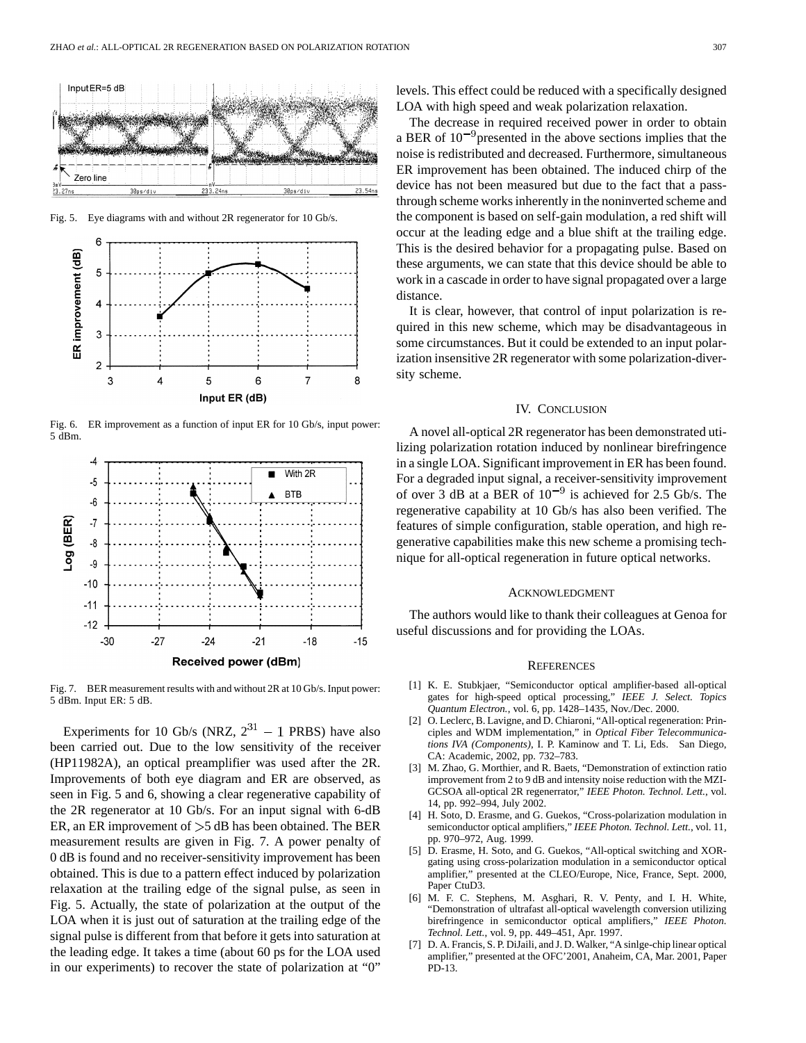Input ER=5 dB

Zero line

23.27ns 30ps/div 233.24ns 30ps/div 23.54ns

Fig. 5. Eye diagrams with and without 2R regenerator for 10 Gb/s.

ER improvement (dB)

Input ER (dB)

Fig. 6. ER improvement as a function of input ER for 10 Gb/s, input power: 5 dBm.

With 2R

BTB

Log (BER)

Received power (dBm)

Fig. 7. BER measurement results with and without 2R at 10 Gb/s. Input power: 5 dBm. Input ER: 5 dB.

Experiments for 10 Gb/s (NRZ, $2^{31} - 1$ PRBS) have also been carried out. Due to the low sensitivity of the receiver (HP11982A), an optical preamplifier was used after the 2R. Improvements of both eye diagram and ER are observed, as seen in Fig. 5 and 6, showing a clear regenerative capability of the 2R regenerator at 10 Gb/s. For an input signal with 6-dB ER, an ER improvement of >5 dB has been obtained. The BER measurement results are given in Fig. 7. A power penalty of 0 dB is found and no receiver-sensitivity improvement has been obtained. This is due to a pattern effect induced by polarization relaxation at the trailing edge of the signal pulse, as seen in Fig. 5. Actually, the state of polarization at the output of the LOA when it is just out of saturation at the trailing edge of the signal pulse is different from that before it gets into saturation at the leading edge. It takes a time (about 60 ps for the LOA used in our experiments) to recover the state of polarization at "0" levels. This effect could be reduced with a specifically designed LOA with high speed and weak polarization relaxation.

The decrease in required received power in order to obtain a BER of $10^{-9}$presented in the above sections implies that the noise is redistributed and decreased. Furthermore, simultaneous ER improvement has been obtained. The induced chirp of the device has not been measured but due to the fact that a pass-through scheme works inherently in the noninverted scheme and the component is based on self-gain modulation, a red shift will occur at the leading edge and a blue shift at the trailing edge. This is the desired behavior for a propagating pulse. Based on these arguments, we can state that this device should be able to work in a cascade in order to have signal propagated over a large distance.

It is clear, however, that control of input polarization is required in this new scheme, which may be disadvantageous in some circumstances. But it could be extended to an input polarization insensitive 2R regenerator with some polarization-diversity scheme.

## IV. Conclusion

A novel all-optical 2R regenerator has been demonstrated utilizing polarization rotation induced by nonlinear birefringence in a single LOA. Significant improvement in ER has been found. For a degraded input signal, a receiver-sensitivity improvement of over 3 dB at a BER of $10^{-9}$ is achieved for 2.5 Gb/s. The regenerative capability at 10 Gb/s has also been verified. The features of simple configuration, stable operation, and high regenerative capabilities make this new scheme a promising technique for all-optical regeneration in future optical networks.

## Acknowledgment

The authors would like to thank their colleagues at Genoa for useful discussions and for providing the LOAs.

## References

[1] K. E. Stubkjaer, "Semiconductor optical amplifier-based all-optical gates for high-speed optical processing," *IEEE J. Select. Topics Quantum Electron.*, vol. 6, pp. 1428–1435, Nov./Dec. 2000.

[2] O. Leclerc, B. Lavigne, and D. Chiaroni, "All-optical regeneration: Principles and WDM implementation," in *Optical Fiber Telecommunications IVA (Components)*, I. P. Kaminow and T. Li, Eds. San Diego, CA: Academic, 2002, pp. 732–783.

[3] M. Zhao, G. Morthier, and R. Baets, "Demonstration of extinction ratio improvement from 2 to 9 dB and intensity noise reduction with the MZI-GCSOA all-optical 2R regenerrator," *IEEE Photon. Technol. Lett.*, vol. 14, pp. 992–994, July 2002.

[4] H. Soto, D. Erasme, and G. Guekos, "Cross-polarization modulation in semiconductor optical amplifiers," *IEEE Photon. Technol. Lett.*, vol. 11, pp. 970–972, Aug. 1999.

[5] D. Erasme, H. Soto, and G. Guekos, "All-optical switching and XOR-gating using cross-polarization modulation in a semiconductor optical amplifier," presented at the CLEO/Europe, Nice, France, Sept. 2000, Paper CtuD3.

[6] M. F. C. Stephens, M. Asghari, R. V. Penty, and I. H. White, "Demonstration of ultrafast all-optical wavelength conversion utilizing birefringence in semiconductor optical amplifiers," *IEEE Photon. Technol. Lett.*, vol. 9, pp. 449–451, Apr. 1997.

[7] D. A. Francis, S. P. DiJaili, and J. D. Walker, "A sinlge-chip linear optical amplifier," presented at the OFC'2001, Anaheim, CA, Mar. 2001, Paper PD-13.